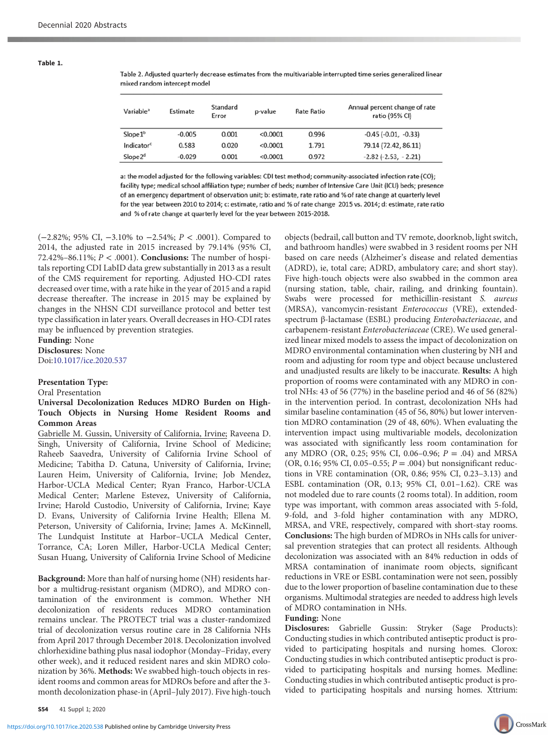Table 1.

Table 2. Adjusted quarterly decrease estimates from the multivariable interrupted time series generalized linear mixed random intercept model

| Variable[a] | Estimate | Standard Error | p-value | Rate Ratio | Annual percent change of rate ratio (95% CI) |
|---|---|---|---|---|---|
| Slope1[b] | -0.005 | 0.001 | <0.0001 | 0.996 | -0.45 (-0.01, -0.33) |
| Indicator[c] | 0.583 | 0.020 | <0.0001 | 1.791 | 79.14 (72.42, 86.11) |
| Slope2[d] | -0.029 | 0.001 | <0.0001 | 0.972 | -2.82 (-2.53, -2.21) |

a: the model adjusted for the following variables: CDI test method; community-associated infection rate (CO); facility type; medical school affiliation type; number of beds; number of Intensive Care Unit (ICU) beds; presence of an emergency department of observation unit; b: estimate, rate ratio and % of rate change at quarterly level for the year between 2010 to 2014; c: estimate, ratio and % of rate change 2015 vs. 2014; d: estimate, rate ratio and % of rate change at quarterly level for the year between 2015-2018.

(−2.82%; 95% CI, −3.10% to −2.54%; $P < .0001$). Compared to 2014, the adjusted rate in 2015 increased by 79.14% (95% CI, 72.42%–86.11%; $P < .0001$). **Conclusions:** The number of hospitals reporting CDI LabID data grew substantially in 2013 as a result of the CMS requirement for reporting. Adjusted HO-CDI rates decreased over time, with a rate hike in the year of 2015 and a rapid decrease thereafter. The increase in 2015 may be explained by changes in the NHSN CDI surveillance protocol and better test type classification in later years. Overall decreases in HO-CDI rates may be influenced by prevention strategies.

**Funding:** None

**Disclosures:** None

Doi:10.1017/ice.2020.537

**Presentation Type:**

Oral Presentation

**Universal Decolonization Reduces MDRO Burden on High-Touch Objects in Nursing Home Resident Rooms and Common Areas**

Gabrielle M. Gussin, University of California, Irvine; Raveena D. Singh, University of California, Irvine School of Medicine; Raheeb Saavedra, University of California Irvine School of Medicine; Tabitha D. Catuna, University of California, Irvine; Lauren Heim, University of California, Irvine; Job Mendez, Harbor-UCLA Medical Center; Ryan Franco, Harbor-UCLA Medical Center; Marlene Estevez, University of California, Irvine; Harold Custodio, University of California, Irvine; Kaye D. Evans, University of California Irvine Health; Ellena M. Peterson, University of California, Irvine; James A. McKinnell, The Lundquist Institute at Harbor–UCLA Medical Center, Torrance, CA; Loren Miller, Harbor-UCLA Medical Center; Susan Huang, University of California Irvine School of Medicine

**Background:** More than half of nursing home (NH) residents harbor a multidrug-resistant organism (MDRO), and MDRO contamination of the environment is common. Whether NH decolonization of residents reduces MDRO contamination remains unclear. The PROTECT trial was a cluster-randomized trial of decolonization versus routine care in 28 California NHs from April 2017 through December 2018. Decolonization involved chlorhexidine bathing plus nasal iodophor (Monday–Friday, every other week), and it reduced resident nares and skin MDRO colonization by 36%. **Methods:** We swabbed high-touch objects in resident rooms and common areas for MDROs before and after the 3-month decolonization phase-in (April–July 2017). Five high-touch objects (bedrail, call button and TV remote, doorknob, light switch, and bathroom handles) were swabbed in 3 resident rooms per NH based on care needs (Alzheimer's disease and related dementias (ADRD), ie, total care; ADRD, ambulatory care; and short stay). Five high-touch objects were also swabbed in the common area (nursing station, table, chair, railing, and drinking fountain). Swabs were processed for methicillin-resistant *S. aureus* (MRSA), vancomycin-resistant *Enterococcus* (VRE), extended-spectrum β-lactamase (ESBL) producing *Enterobacteriaceae*, and carbapenem-resistant *Enterobacteriaceae* (CRE). We used generalized linear mixed models to assess the impact of decolonization on MDRO environmental contamination when clustering by NH and room and adjusting for room type and object because unclustered and unadjusted results are likely to be inaccurate. **Results:** A high proportion of rooms were contaminated with any MDRO in control NHs: 43 of 56 (77%) in the baseline period and 46 of 56 (82%) in the intervention period. In contrast, decolonization NHs had similar baseline contamination (45 of 56, 80%) but lower intervention MDRO contamination (29 of 48, 60%). When evaluating the intervention impact using multivariable models, decolonization was associated with significantly less room contamination for any MDRO (OR, 0.25; 95% CI, 0.06–0.96; $P = .04$) and MRSA (OR, 0.16; 95% CI, 0.05–0.55; $P = .004$) but nonsignificant reductions in VRE contamination (OR, 0.86; 95% CI, 0.23–3.13) and ESBL contamination (OR, 0.13; 95% CI, 0.01–1.62). CRE was not modeled due to rare counts (2 rooms total). In addition, room type was important, with common areas associated with 5-fold, 9-fold, and 3-fold higher contamination with any MDRO, MRSA, and VRE, respectively, compared with short-stay rooms. **Conclusions:** The high burden of MDROs in NHs calls for universal prevention strategies that can protect all residents. Although decolonization was associated with an 84% reduction in odds of MRSA contamination of inanimate room objects, significant reductions in VRE or ESBL contamination were not seen, possibly due to the lower proportion of baseline contamination due to these organisms. Multimodal strategies are needed to address high levels of MDRO contamination in NHs.

**Funding:** None

**Disclosures:** Gabrielle Gussin: Stryker (Sage Products): Conducting studies in which contributed antiseptic product is provided to participating hospitals and nursing homes. Clorox: Conducting studies in which contributed antiseptic product is provided to participating hospitals and nursing homes. Medline: Conducting studies in which contributed antiseptic product is provided to participating hospitals and nursing homes. Xttrium: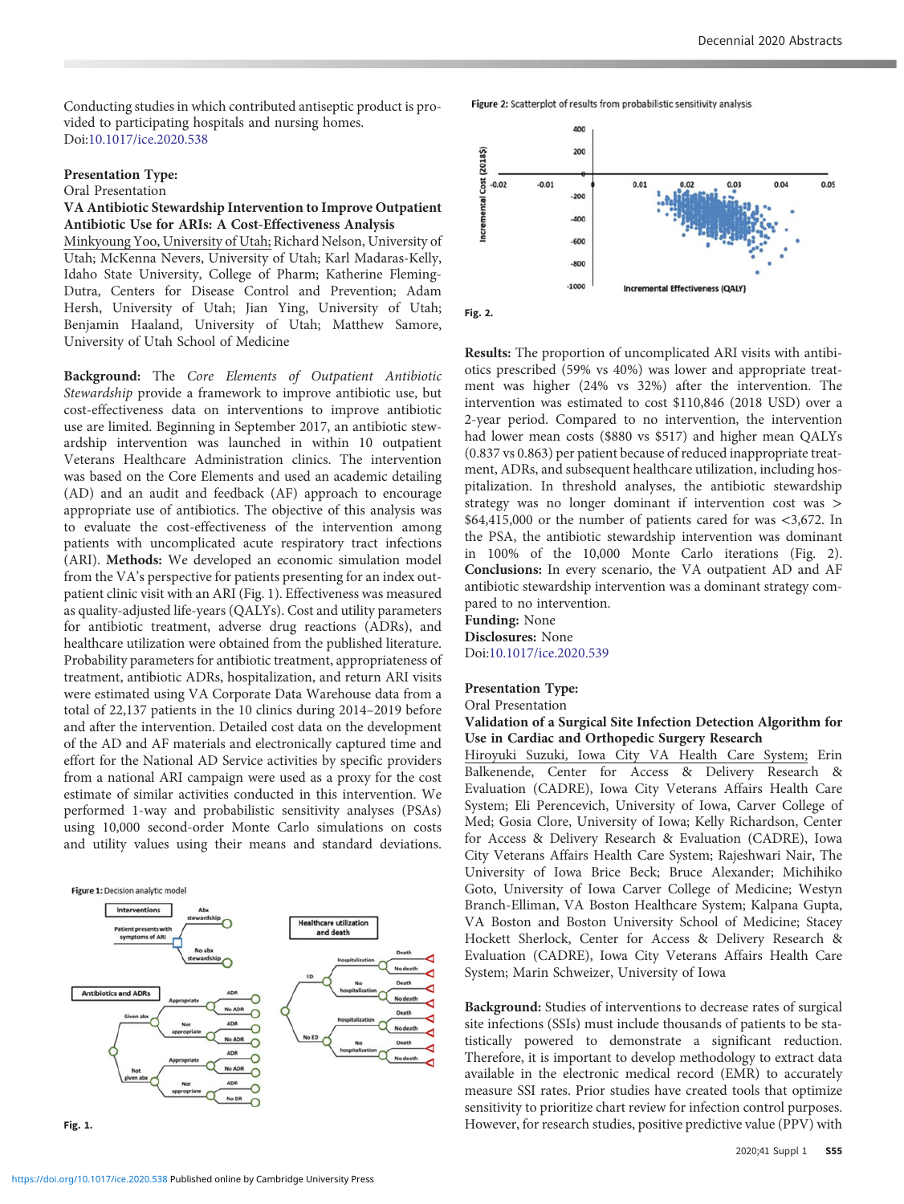Conducting studies in which contributed antiseptic product is provided to participating hospitals and nursing homes.
Doi:10.1017/ice.2020.538

**Presentation Type:**
Oral Presentation

**VA Antibiotic Stewardship Intervention to Improve Outpatient Antibiotic Use for ARIs: A Cost-Effectiveness Analysis**

Minkyoung Yoo, University of Utah; Richard Nelson, University of Utah; McKenna Nevers, University of Utah; Karl Madaras-Kelly, Idaho State University, College of Pharm; Katherine Fleming-Dutra, Centers for Disease Control and Prevention; Adam Hersh, University of Utah; Jian Ying, University of Utah; Benjamin Haaland, University of Utah; Matthew Samore, University of Utah School of Medicine

**Background:** The *Core Elements of Outpatient Antibiotic Stewardship* provide a framework to improve antibiotic use, but cost-effectiveness data on interventions to improve antibiotic use are limited. Beginning in September 2017, an antibiotic stewardship intervention was launched in within 10 outpatient Veterans Healthcare Administration clinics. The intervention was based on the Core Elements and used an academic detailing (AD) and an audit and feedback (AF) approach to encourage appropriate use of antibiotics. The objective of this analysis was to evaluate the cost-effectiveness of the intervention among patients with uncomplicated acute respiratory tract infections (ARI). **Methods:** We developed an economic simulation model from the VA's perspective for patients presenting for an index outpatient clinic visit with an ARI (Fig. 1). Effectiveness was measured as quality-adjusted life-years (QALYs). Cost and utility parameters for antibiotic treatment, adverse drug reactions (ADRs), and healthcare utilization were obtained from the published literature. Probability parameters for antibiotic treatment, appropriateness of treatment, antibiotic ADRs, hospitalization, and return ARI visits were estimated using VA Corporate Data Warehouse data from a total of 22,137 patients in the 10 clinics during 2014–2019 before and after the intervention. Detailed cost data on the development of the AD and AF materials and electronically captured time and effort for the National AD Service activities by specific providers from a national ARI campaign were used as a proxy for the cost estimate of similar activities conducted in this intervention. We performed 1-way and probabilistic sensitivity analyses (PSAs) using 10,000 second-order Monte Carlo simulations on costs and utility values using their means and standard deviations.

Figure 1: Decision analytic model

Interventions
Patient presents with symptoms of ARI
Abx stewardship
No abx stewardship

Antibiotics and ADRs
Given abx
Not given abx
Appropriate
Not appropriate
ADR
No ADR

Healthcare utilization and death
ED
No ED
Hospitalization
No hospitalization
Death
No death

**Fig. 1.**

Figure 2: Scatterplot of results from probabilistic sensitivity analysis

Incremental Cost (2018$)
400
200
-200
-400
-600
-800
-1000
-0.02
-0.01
0.01
0.02
0.03
0.04
0.05
Incremental Effectiveness (QALY)

**Fig. 2.**

**Results:** The proportion of uncomplicated ARI visits with antibiotics prescribed (59% vs 40%) was lower and appropriate treatment was higher (24% vs 32%) after the intervention. The intervention was estimated to cost $110,846 (2018 USD) over a 2-year period. Compared to no intervention, the intervention had lower mean costs ($880 vs $517) and higher mean QALYs (0.837 vs 0.863) per patient because of reduced inappropriate treatment, ADRs, and subsequent healthcare utilization, including hospitalization. In threshold analyses, the antibiotic stewardship strategy was no longer dominant if intervention cost was > $64,415,000 or the number of patients cared for was <3,672. In the PSA, the antibiotic stewardship intervention was dominant in 100% of the 10,000 Monte Carlo iterations (Fig. 2). **Conclusions:** In every scenario, the VA outpatient AD and AF antibiotic stewardship intervention was a dominant strategy compared to no intervention.

**Funding:** None

**Disclosures:** None

Doi:10.1017/ice.2020.539

**Presentation Type:**
Oral Presentation

**Validation of a Surgical Site Infection Detection Algorithm for Use in Cardiac and Orthopedic Surgery Research**

Hiroyuki Suzuki, Iowa City VA Health Care System; Erin Balkenende, Center for Access & Delivery Research & Evaluation (CADRE), Iowa City Veterans Affairs Health Care System; Eli Perencevich, University of Iowa, Carver College of Med; Gosia Clore, University of Iowa; Kelly Richardson, Center for Access & Delivery Research & Evaluation (CADRE), Iowa City Veterans Affairs Health Care System; Rajeshwari Nair, The University of Iowa Brice Beck; Bruce Alexander; Michihiko Goto, University of Iowa Carver College of Medicine; Westyn Branch-Elliman, VA Boston Healthcare System; Kalpana Gupta, VA Boston and Boston University School of Medicine; Stacey Hockett Sherlock, Center for Access & Delivery Research & Evaluation (CADRE), Iowa City Veterans Affairs Health Care System; Marin Schweizer, University of Iowa

**Background:** Studies of interventions to decrease rates of surgical site infections (SSIs) must include thousands of patients to be statistically powered to demonstrate a significant reduction. Therefore, it is important to develop methodology to extract data available in the electronic medical record (EMR) to accurately measure SSI rates. Prior studies have created tools that optimize sensitivity to prioritize chart review for infection control purposes. However, for research studies, positive predictive value (PPV) with